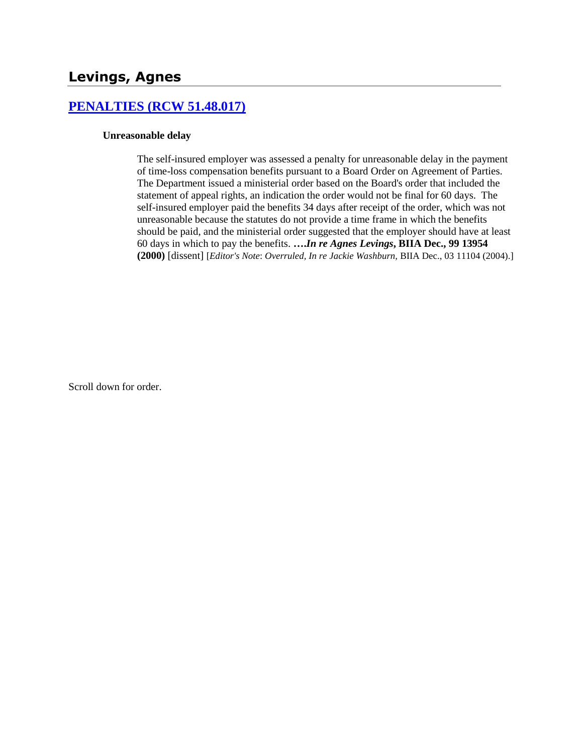# Levings, Agnes

## PENALTIES (RCW 51.48.017)

### Unreasonable delay

The self-insured employer was assessed a penalty for unreasonable delay in the payment of time-loss compensation benefits pursuant to a Board Order on Agreement of Parties. The Department issued a ministerial order based on the Board's order that included the statement of appeal rights, an indication the order would not be final for 60 days. The self-insured employer paid the benefits 34 days after receipt of the order, which was not unreasonable because the statutes do not provide a time frame in which the benefits should be paid, and the ministerial order suggested that the employer should have at least 60 days in which to pay the benefits. ***….In re Agnes Levings*, BIIA Dec., 99 13954 (2000)** [dissent] [*Editor's Note*: *Overruled, In re Jackie Washburn,* BIIA Dec., 03 11104 (2004).]

Scroll down for order.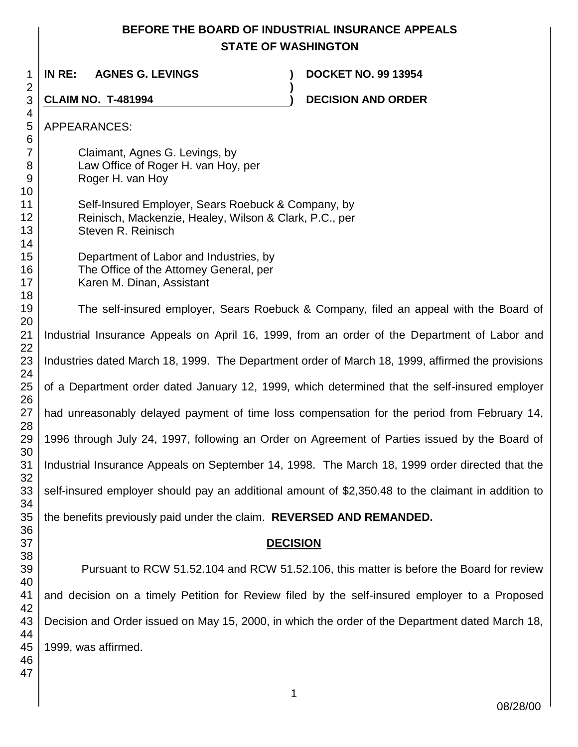# BEFORE THE BOARD OF INDUSTRIAL INSURANCE APPEALS
## STATE OF WASHINGTON

**IN RE: AGNES G. LEVINGS** ) **DOCKET NO. 99 13954**

**CLAIM NO. T-481994** ) **DECISION AND ORDER**

APPEARANCES:

Claimant, Agnes G. Levings, by
Law Office of Roger H. van Hoy, per
Roger H. van Hoy

Self-Insured Employer, Sears Roebuck & Company, by
Reinisch, Mackenzie, Healey, Wilson & Clark, P.C., per
Steven R. Reinisch

Department of Labor and Industries, by
The Office of the Attorney General, per
Karen M. Dinan, Assistant

The self-insured employer, Sears Roebuck & Company, filed an appeal with the Board of Industrial Insurance Appeals on April 16, 1999, from an order of the Department of Labor and Industries dated March 18, 1999. The Department order of March 18, 1999, affirmed the provisions of a Department order dated January 12, 1999, which determined that the self-insured employer had unreasonably delayed payment of time loss compensation for the period from February 14, 1996 through July 24, 1997, following an Order on Agreement of Parties issued by the Board of Industrial Insurance Appeals on September 14, 1998. The March 18, 1999 order directed that the self-insured employer should pay an additional amount of $2,350.48 to the claimant in addition to the benefits previously paid under the claim. **REVERSED AND REMANDED.**

## DECISION

Pursuant to RCW 51.52.104 and RCW 51.52.106, this matter is before the Board for review and decision on a timely Petition for Review filed by the self-insured employer to a Proposed Decision and Order issued on May 15, 2000, in which the order of the Department dated March 18, 1999, was affirmed.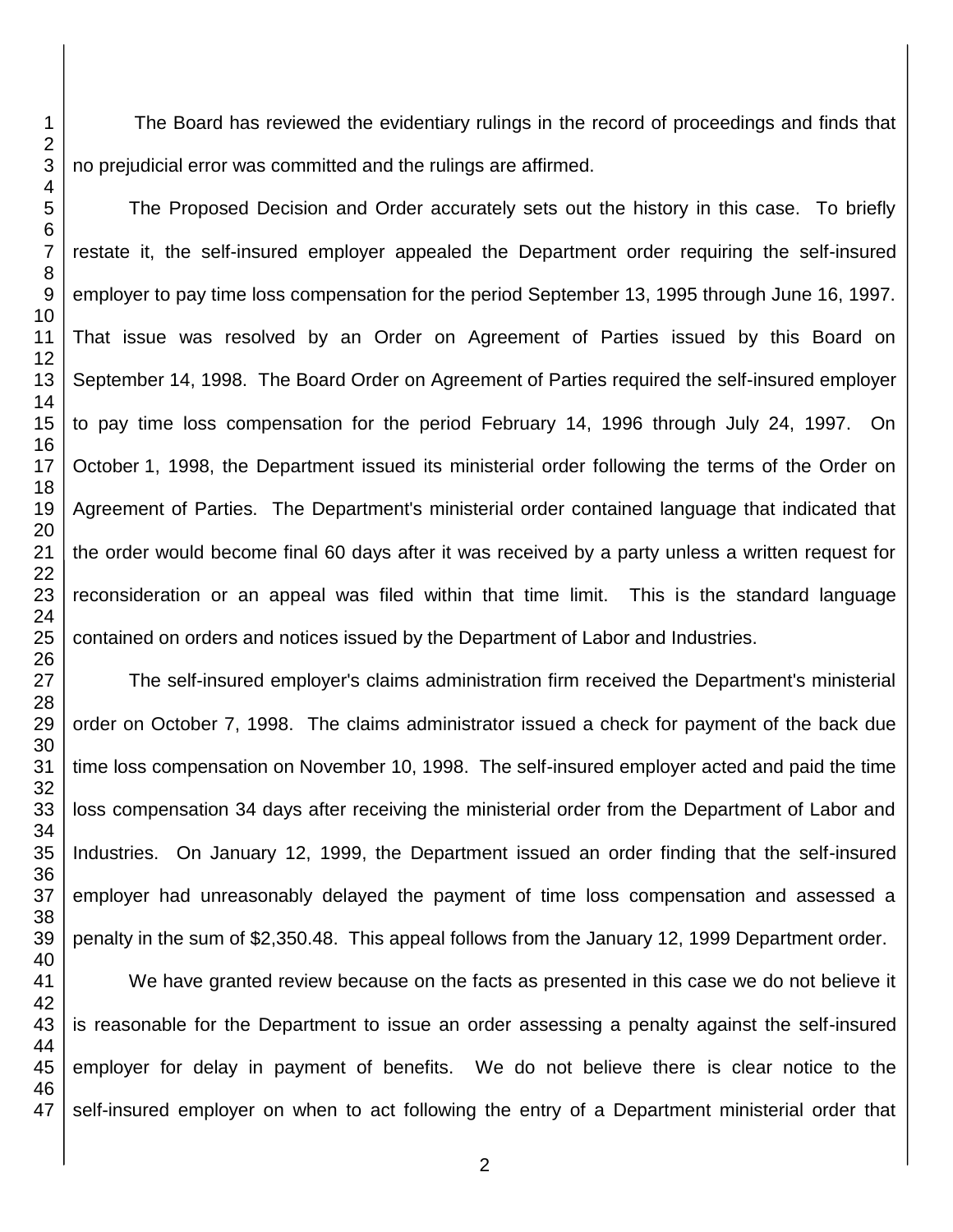The Board has reviewed the evidentiary rulings in the record of proceedings and finds that no prejudicial error was committed and the rulings are affirmed.

The Proposed Decision and Order accurately sets out the history in this case. To briefly restate it, the self-insured employer appealed the Department order requiring the self-insured employer to pay time loss compensation for the period September 13, 1995 through June 16, 1997. That issue was resolved by an Order on Agreement of Parties issued by this Board on September 14, 1998. The Board Order on Agreement of Parties required the self-insured employer to pay time loss compensation for the period February 14, 1996 through July 24, 1997. On October 1, 1998, the Department issued its ministerial order following the terms of the Order on Agreement of Parties. The Department's ministerial order contained language that indicated that the order would become final 60 days after it was received by a party unless a written request for reconsideration or an appeal was filed within that time limit. This is the standard language contained on orders and notices issued by the Department of Labor and Industries.

The self-insured employer's claims administration firm received the Department's ministerial order on October 7, 1998. The claims administrator issued a check for payment of the back due time loss compensation on November 10, 1998. The self-insured employer acted and paid the time loss compensation 34 days after receiving the ministerial order from the Department of Labor and Industries. On January 12, 1999, the Department issued an order finding that the self-insured employer had unreasonably delayed the payment of time loss compensation and assessed a penalty in the sum of $2,350.48. This appeal follows from the January 12, 1999 Department order.

We have granted review because on the facts as presented in this case we do not believe it is reasonable for the Department to issue an order assessing a penalty against the self-insured employer for delay in payment of benefits. We do not believe there is clear notice to the self-insured employer on when to act following the entry of a Department ministerial order that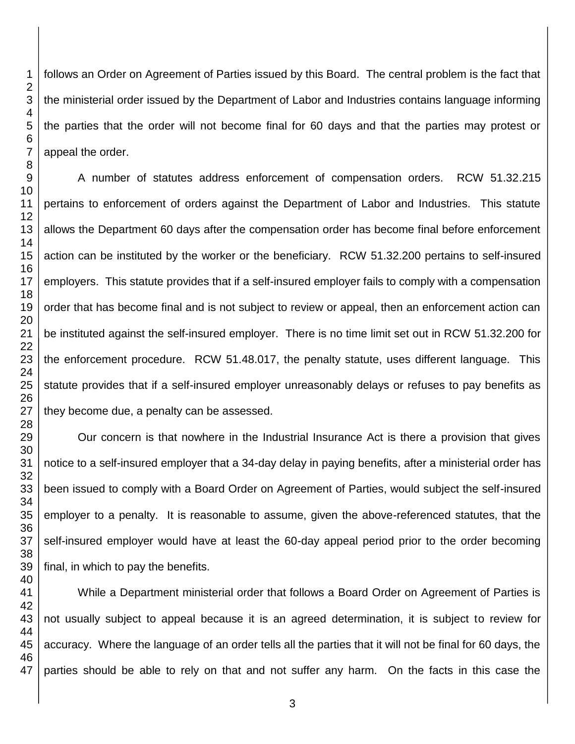follows an Order on Agreement of Parties issued by this Board. The central problem is the fact that the ministerial order issued by the Department of Labor and Industries contains language informing the parties that the order will not become final for 60 days and that the parties may protest or appeal the order.

A number of statutes address enforcement of compensation orders. RCW 51.32.215 pertains to enforcement of orders against the Department of Labor and Industries. This statute allows the Department 60 days after the compensation order has become final before enforcement action can be instituted by the worker or the beneficiary. RCW 51.32.200 pertains to self-insured employers. This statute provides that if a self-insured employer fails to comply with a compensation order that has become final and is not subject to review or appeal, then an enforcement action can be instituted against the self-insured employer. There is no time limit set out in RCW 51.32.200 for the enforcement procedure. RCW 51.48.017, the penalty statute, uses different language. This statute provides that if a self-insured employer unreasonably delays or refuses to pay benefits as they become due, a penalty can be assessed.

Our concern is that nowhere in the Industrial Insurance Act is there a provision that gives notice to a self-insured employer that a 34-day delay in paying benefits, after a ministerial order has been issued to comply with a Board Order on Agreement of Parties, would subject the self-insured employer to a penalty. It is reasonable to assume, given the above-referenced statutes, that the self-insured employer would have at least the 60-day appeal period prior to the order becoming final, in which to pay the benefits.

While a Department ministerial order that follows a Board Order on Agreement of Parties is not usually subject to appeal because it is an agreed determination, it is subject to review for accuracy. Where the language of an order tells all the parties that it will not be final for 60 days, the parties should be able to rely on that and not suffer any harm. On the facts in this case the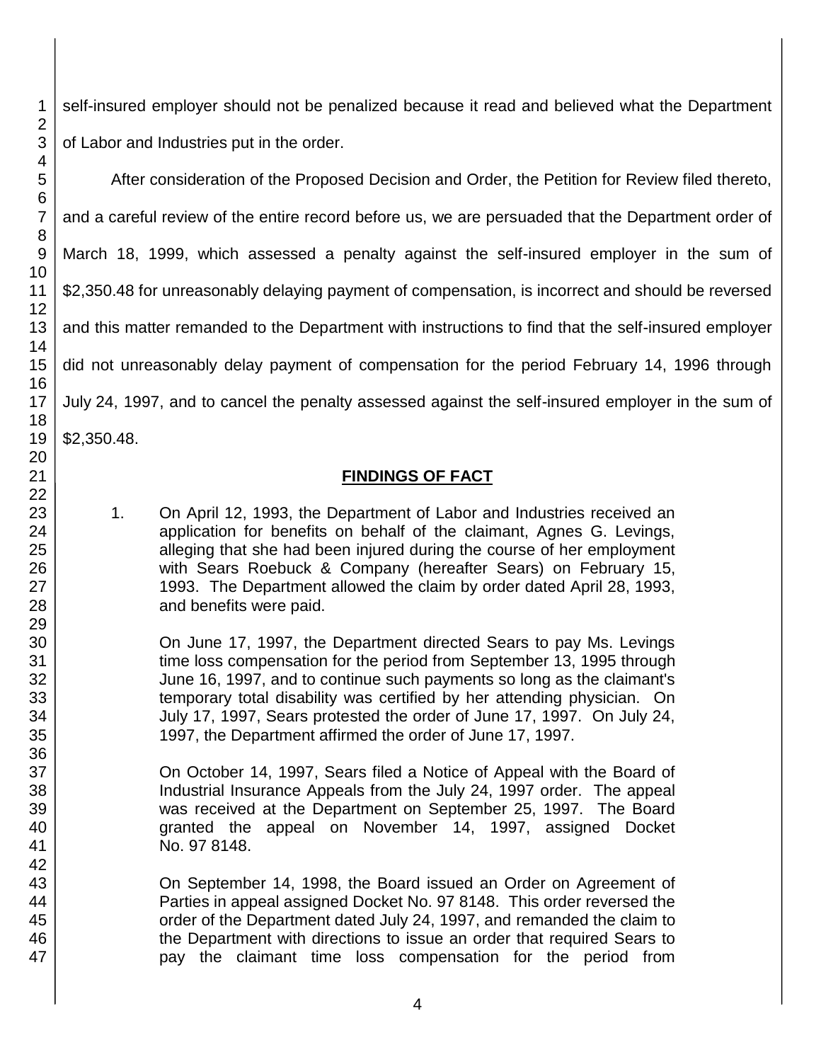self-insured employer should not be penalized because it read and believed what the Department of Labor and Industries put in the order.

After consideration of the Proposed Decision and Order, the Petition for Review filed thereto, and a careful review of the entire record before us, we are persuaded that the Department order of March 18, 1999, which assessed a penalty against the self-insured employer in the sum of $2,350.48 for unreasonably delaying payment of compensation, is incorrect and should be reversed and this matter remanded to the Department with instructions to find that the self-insured employer did not unreasonably delay payment of compensation for the period February 14, 1996 through July 24, 1997, and to cancel the penalty assessed against the self-insured employer in the sum of $2,350.48.

## FINDINGS OF FACT

1. On April 12, 1993, the Department of Labor and Industries received an application for benefits on behalf of the claimant, Agnes G. Levings, alleging that she had been injured during the course of her employment with Sears Roebuck & Company (hereafter Sears) on February 15, 1993. The Department allowed the claim by order dated April 28, 1993, and benefits were paid.

   On June 17, 1997, the Department directed Sears to pay Ms. Levings time loss compensation for the period from September 13, 1995 through June 16, 1997, and to continue such payments so long as the claimant's temporary total disability was certified by her attending physician. On July 17, 1997, Sears protested the order of June 17, 1997. On July 24, 1997, the Department affirmed the order of June 17, 1997.

   On October 14, 1997, Sears filed a Notice of Appeal with the Board of Industrial Insurance Appeals from the July 24, 1997 order. The appeal was received at the Department on September 25, 1997. The Board granted the appeal on November 14, 1997, assigned Docket No. 97 8148.

   On September 14, 1998, the Board issued an Order on Agreement of Parties in appeal assigned Docket No. 97 8148. This order reversed the order of the Department dated July 24, 1997, and remanded the claim to the Department with directions to issue an order that required Sears to pay the claimant time loss compensation for the period from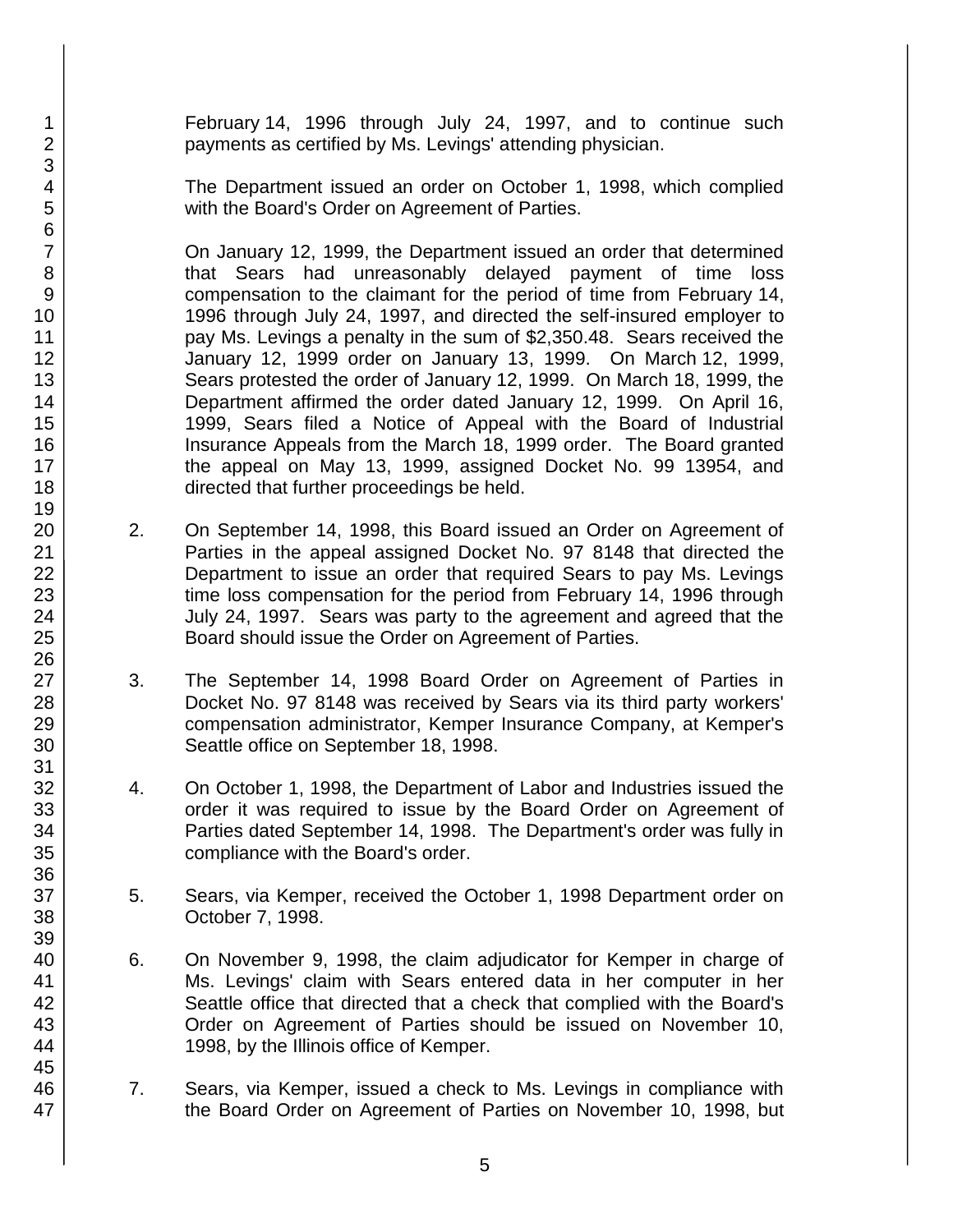February 14, 1996 through July 24, 1997, and to continue such payments as certified by Ms. Levings' attending physician.

The Department issued an order on October 1, 1998, which complied with the Board's Order on Agreement of Parties.

On January 12, 1999, the Department issued an order that determined that Sears had unreasonably delayed payment of time loss compensation to the claimant for the period of time from February 14, 1996 through July 24, 1997, and directed the self-insured employer to pay Ms. Levings a penalty in the sum of $2,350.48. Sears received the January 12, 1999 order on January 13, 1999. On March 12, 1999, Sears protested the order of January 12, 1999. On March 18, 1999, the Department affirmed the order dated January 12, 1999. On April 16, 1999, Sears filed a Notice of Appeal with the Board of Industrial Insurance Appeals from the March 18, 1999 order. The Board granted the appeal on May 13, 1999, assigned Docket No. 99 13954, and directed that further proceedings be held.

2. On September 14, 1998, this Board issued an Order on Agreement of Parties in the appeal assigned Docket No. 97 8148 that directed the Department to issue an order that required Sears to pay Ms. Levings time loss compensation for the period from February 14, 1996 through July 24, 1997. Sears was party to the agreement and agreed that the Board should issue the Order on Agreement of Parties.

3. The September 14, 1998 Board Order on Agreement of Parties in Docket No. 97 8148 was received by Sears via its third party workers' compensation administrator, Kemper Insurance Company, at Kemper's Seattle office on September 18, 1998.

4. On October 1, 1998, the Department of Labor and Industries issued the order it was required to issue by the Board Order on Agreement of Parties dated September 14, 1998. The Department's order was fully in compliance with the Board's order.

5. Sears, via Kemper, received the October 1, 1998 Department order on October 7, 1998.

6. On November 9, 1998, the claim adjudicator for Kemper in charge of Ms. Levings' claim with Sears entered data in her computer in her Seattle office that directed that a check that complied with the Board's Order on Agreement of Parties should be issued on November 10, 1998, by the Illinois office of Kemper.

7. Sears, via Kemper, issued a check to Ms. Levings in compliance with the Board Order on Agreement of Parties on November 10, 1998, but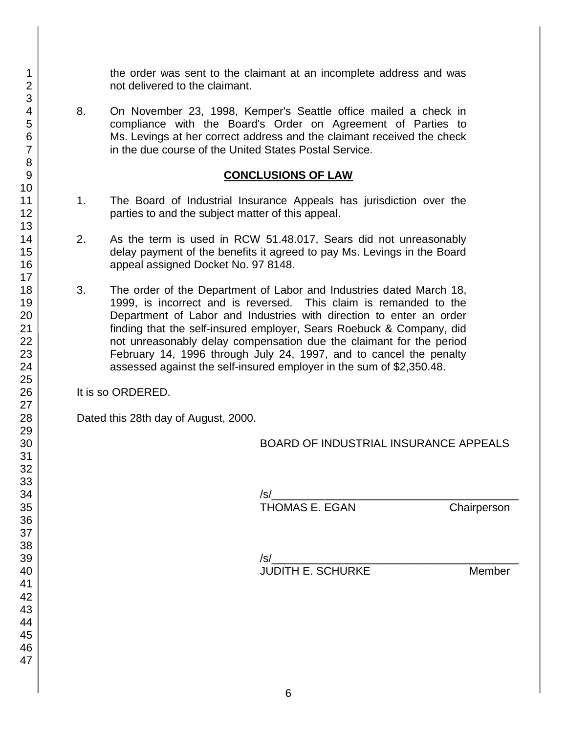the order was sent to the claimant at an incomplete address and was not delivered to the claimant.

8. On November 23, 1998, Kemper's Seattle office mailed a check in compliance with the Board's Order on Agreement of Parties to Ms. Levings at her correct address and the claimant received the check in the due course of the United States Postal Service.

## CONCLUSIONS OF LAW

1. The Board of Industrial Insurance Appeals has jurisdiction over the parties to and the subject matter of this appeal.

2. As the term is used in RCW 51.48.017, Sears did not unreasonably delay payment of the benefits it agreed to pay Ms. Levings in the Board appeal assigned Docket No. 97 8148.

3. The order of the Department of Labor and Industries dated March 18, 1999, is incorrect and is reversed. This claim is remanded to the Department of Labor and Industries with direction to enter an order finding that the self-insured employer, Sears Roebuck & Company, did not unreasonably delay compensation due the claimant for the period February 14, 1996 through July 24, 1997, and to cancel the penalty assessed against the self-insured employer in the sum of $2,350.48.

It is so ORDERED.

Dated this 28th day of August, 2000.

BOARD OF INDUSTRIAL INSURANCE APPEALS

/s/________________________________________
THOMAS E. EGAN Chairperson

/s/________________________________________
JUDITH E. SCHURKE Member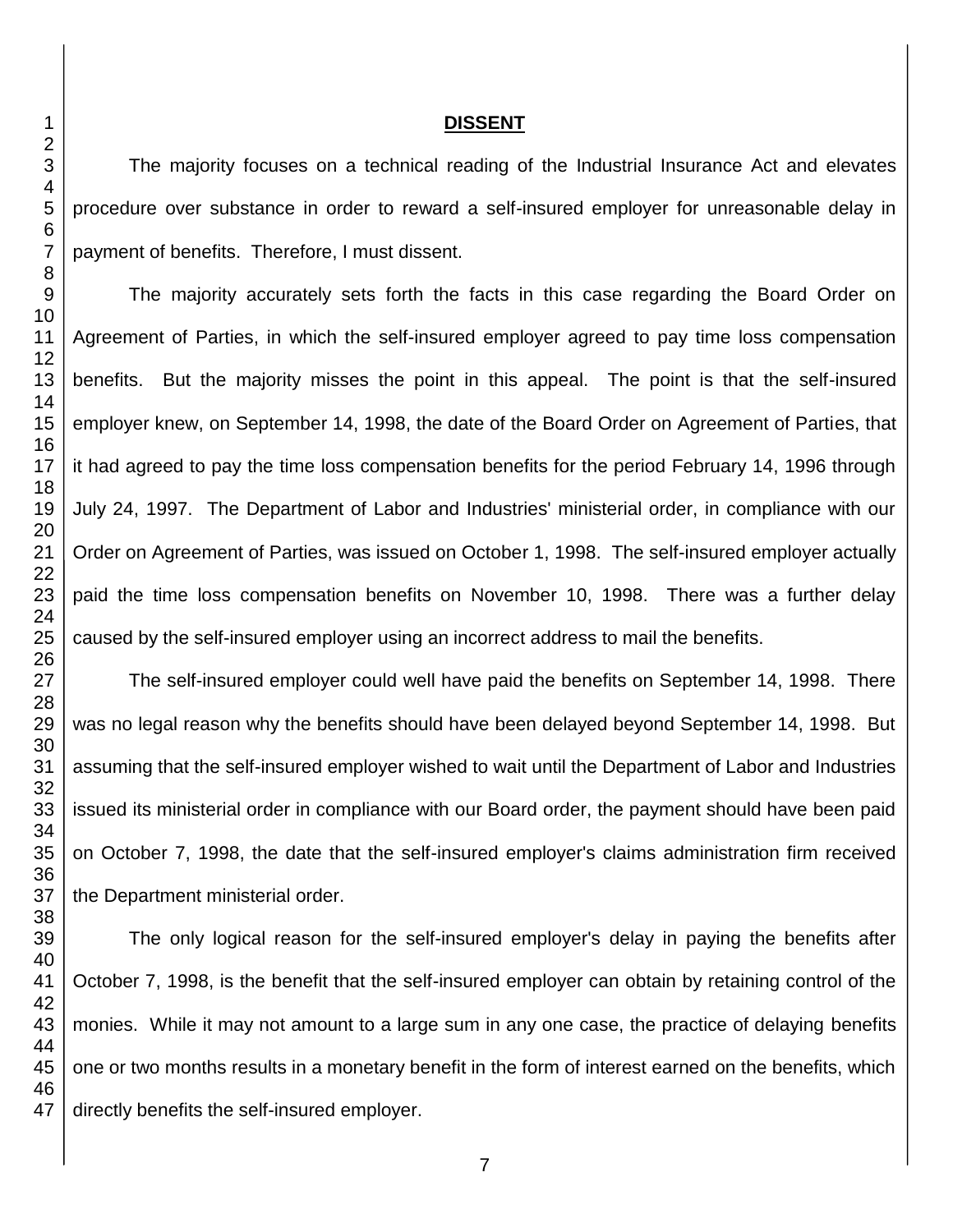## DISSENT

The majority focuses on a technical reading of the Industrial Insurance Act and elevates procedure over substance in order to reward a self-insured employer for unreasonable delay in payment of benefits. Therefore, I must dissent.

The majority accurately sets forth the facts in this case regarding the Board Order on Agreement of Parties, in which the self-insured employer agreed to pay time loss compensation benefits. But the majority misses the point in this appeal. The point is that the self-insured employer knew, on September 14, 1998, the date of the Board Order on Agreement of Parties, that it had agreed to pay the time loss compensation benefits for the period February 14, 1996 through July 24, 1997. The Department of Labor and Industries' ministerial order, in compliance with our Order on Agreement of Parties, was issued on October 1, 1998. The self-insured employer actually paid the time loss compensation benefits on November 10, 1998. There was a further delay caused by the self-insured employer using an incorrect address to mail the benefits.

The self-insured employer could well have paid the benefits on September 14, 1998. There was no legal reason why the benefits should have been delayed beyond September 14, 1998. But assuming that the self-insured employer wished to wait until the Department of Labor and Industries issued its ministerial order in compliance with our Board order, the payment should have been paid on October 7, 1998, the date that the self-insured employer's claims administration firm received the Department ministerial order.

The only logical reason for the self-insured employer's delay in paying the benefits after October 7, 1998, is the benefit that the self-insured employer can obtain by retaining control of the monies. While it may not amount to a large sum in any one case, the practice of delaying benefits one or two months results in a monetary benefit in the form of interest earned on the benefits, which directly benefits the self-insured employer.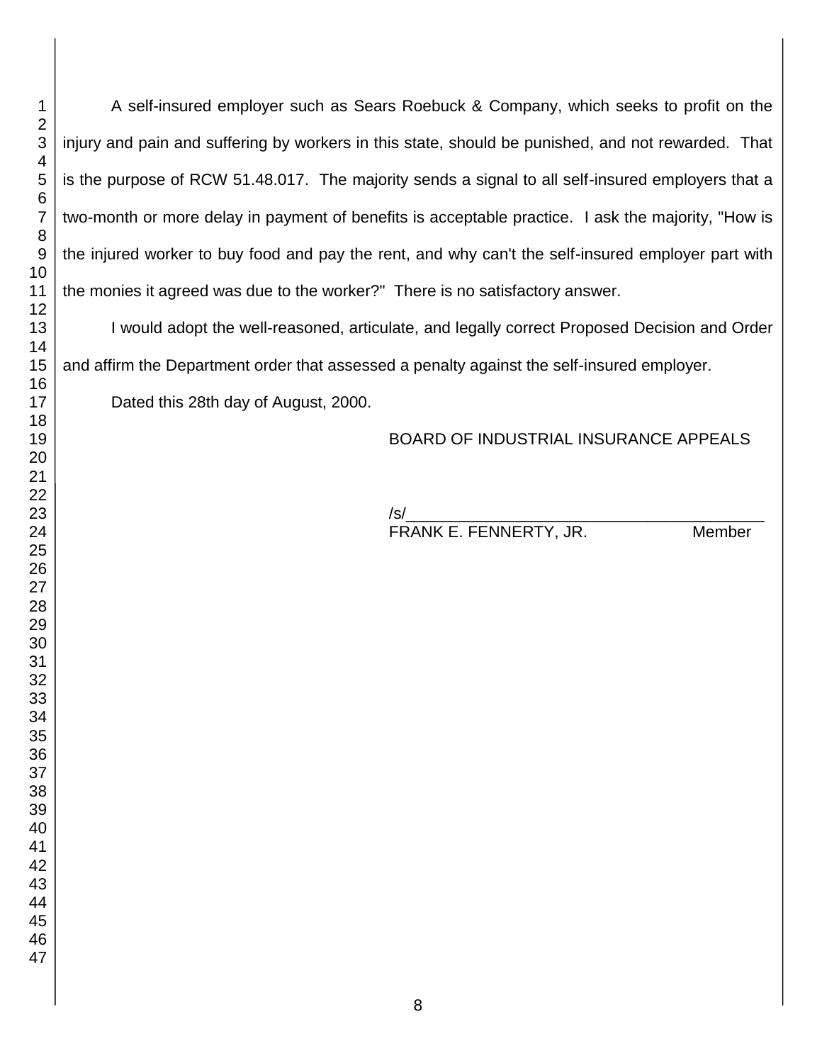A self-insured employer such as Sears Roebuck & Company, which seeks to profit on the injury and pain and suffering by workers in this state, should be punished, and not rewarded. That is the purpose of RCW 51.48.017. The majority sends a signal to all self-insured employers that a two-month or more delay in payment of benefits is acceptable practice. I ask the majority, "How is the injured worker to buy food and pay the rent, and why can't the self-insured employer part with the monies it agreed was due to the worker?" There is no satisfactory answer.

I would adopt the well-reasoned, articulate, and legally correct Proposed Decision and Order and affirm the Department order that assessed a penalty against the self-insured employer.

Dated this 28th day of August, 2000.

BOARD OF INDUSTRIAL INSURANCE APPEALS

/s/________________________________________
FRANK E. FENNERTY, JR. Member